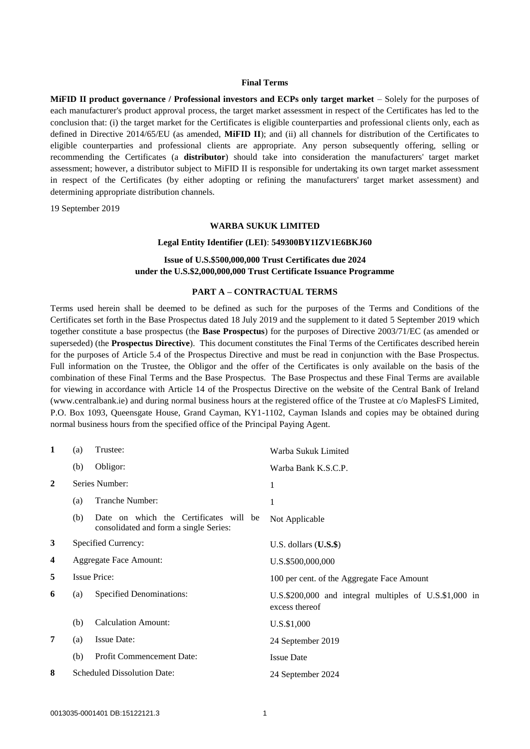## Final Terms

**MiFID II product governance / Professional investors and ECPs only target market** – Solely for the purposes of each manufacturer's product approval process, the target market assessment in respect of the Certificates has led to the conclusion that: (i) the target market for the Certificates is eligible counterparties and professional clients only, each as defined in Directive 2014/65/EU (as amended, **MiFID II**); and (ii) all channels for distribution of the Certificates to eligible counterparties and professional clients are appropriate. Any person subsequently offering, selling or recommending the Certificates (a **distributor**) should take into consideration the manufacturers' target market assessment; however, a distributor subject to MiFID II is responsible for undertaking its own target market assessment in respect of the Certificates (by either adopting or refining the manufacturers' target market assessment) and determining appropriate distribution channels.

19 September 2019

**WARBA SUKUK LIMITED**

**Legal Entity Identifier (LEI)**: **549300BY1IZV1E6BKJ60**

**Issue of U.S.$500,000,000 Trust Certificates due 2024**
**under the U.S.$2,000,000,000 Trust Certificate Issuance Programme**

### PART A – CONTRACTUAL TERMS

Terms used herein shall be deemed to be defined as such for the purposes of the Terms and Conditions of the Certificates set forth in the Base Prospectus dated 18 July 2019 and the supplement to it dated 5 September 2019 which together constitute a base prospectus (the **Base Prospectus**) for the purposes of Directive 2003/71/EC (as amended or superseded) (the **Prospectus Directive**). This document constitutes the Final Terms of the Certificates described herein for the purposes of Article 5.4 of the Prospectus Directive and must be read in conjunction with the Base Prospectus. Full information on the Trustee, the Obligor and the offer of the Certificates is only available on the basis of the combination of these Final Terms and the Base Prospectus. The Base Prospectus and these Final Terms are available for viewing in accordance with Article 14 of the Prospectus Directive on the website of the Central Bank of Ireland (www.centralbank.ie) and during normal business hours at the registered office of the Trustee at c/o MaplesFS Limited, P.O. Box 1093, Queensgate House, Grand Cayman, KY1-1102, Cayman Islands and copies may be obtained during normal business hours from the specified office of the Principal Paying Agent.

| | | | |
|---|---|---|---|
| **1** | (a) | Trustee: | Warba Sukuk Limited |
| | (b) | Obligor: | Warba Bank K.S.C.P. |
| **2** | | Series Number: | 1 |
| | (a) | Tranche Number: | 1 |
| | (b) | Date on which the Certificates will be consolidated and form a single Series: | Not Applicable |
| **3** | | Specified Currency: | U.S. dollars (**U.S.$**) |
| **4** | | Aggregate Face Amount: | U.S.$500,000,000 |
| **5** | | Issue Price: | 100 per cent. of the Aggregate Face Amount |
| **6** | (a) | Specified Denominations: | U.S.$200,000 and integral multiples of U.S.$1,000 in excess thereof |
| | (b) | Calculation Amount: | U.S.$1,000 |
| **7** | (a) | Issue Date: | 24 September 2019 |
| | (b) | Profit Commencement Date: | Issue Date |
| **8** | | Scheduled Dissolution Date: | 24 September 2024 |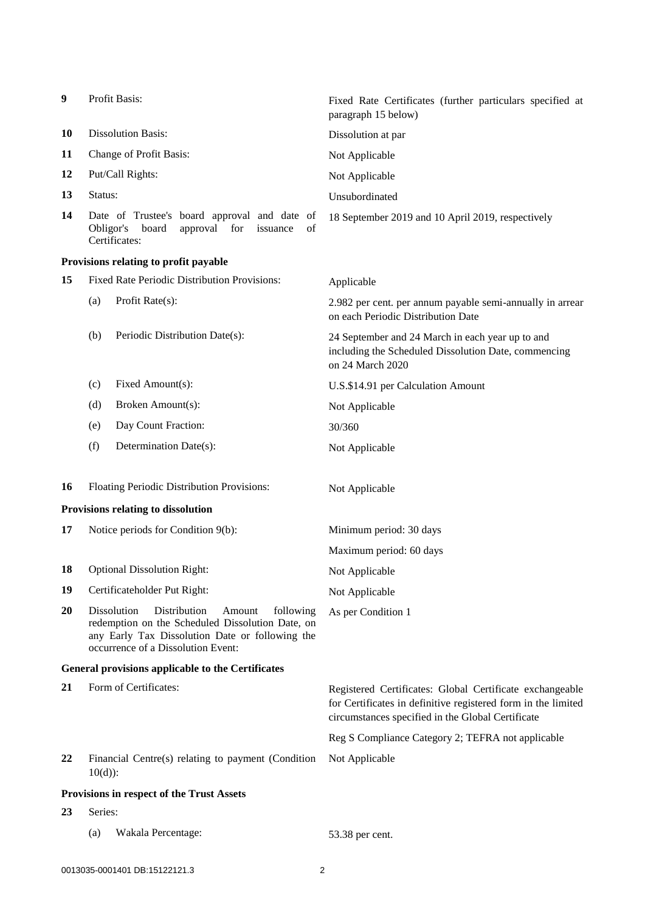| | | |
|---|---|---|
| **9** | Profit Basis: | Fixed Rate Certificates (further particulars specified at paragraph 15 below) |
| **10** | Dissolution Basis: | Dissolution at par |
| **11** | Change of Profit Basis: | Not Applicable |
| **12** | Put/Call Rights: | Not Applicable |
| **13** | Status: | Unsubordinated |
| **14** | Date of Trustee's board approval and date of Obligor's board approval for issuance of Certificates: | 18 September 2019 and 10 April 2019, respectively |

**Provisions relating to profit payable**

| | | |
|---|---|---|
| **15** | Fixed Rate Periodic Distribution Provisions: | Applicable |
| | (a) Profit Rate(s): | 2.982 per cent. per annum payable semi-annually in arrear on each Periodic Distribution Date |
| | (b) Periodic Distribution Date(s): | 24 September and 24 March in each year up to and including the Scheduled Dissolution Date, commencing on 24 March 2020 |
| | (c) Fixed Amount(s): | U.S.$14.91 per Calculation Amount |
| | (d) Broken Amount(s): | Not Applicable |
| | (e) Day Count Fraction: | 30/360 |
| | (f) Determination Date(s): | Not Applicable |
| **16** | Floating Periodic Distribution Provisions: | Not Applicable |

**Provisions relating to dissolution**

| | | |
|---|---|---|
| **17** | Notice periods for Condition 9(b): | Minimum period: 30 days |
| | | Maximum period: 60 days |
| **18** | Optional Dissolution Right: | Not Applicable |
| **19** | Certificateholder Put Right: | Not Applicable |
| **20** | Dissolution Distribution Amount following redemption on the Scheduled Dissolution Date, on any Early Tax Dissolution Date or following the occurrence of a Dissolution Event: | As per Condition 1 |

**General provisions applicable to the Certificates**

| | | |
|---|---|---|
| **21** | Form of Certificates: | Registered Certificates: Global Certificate exchangeable for Certificates in definitive registered form in the limited circumstances specified in the Global Certificate |
| | | Reg S Compliance Category 2; TEFRA not applicable |
| **22** | Financial Centre(s) relating to payment (Condition 10(d)): | Not Applicable |

**Provisions in respect of the Trust Assets**

| | | |
|---|---|---|
| **23** | Series: | |
| | (a) Wakala Percentage: | 53.38 per cent. |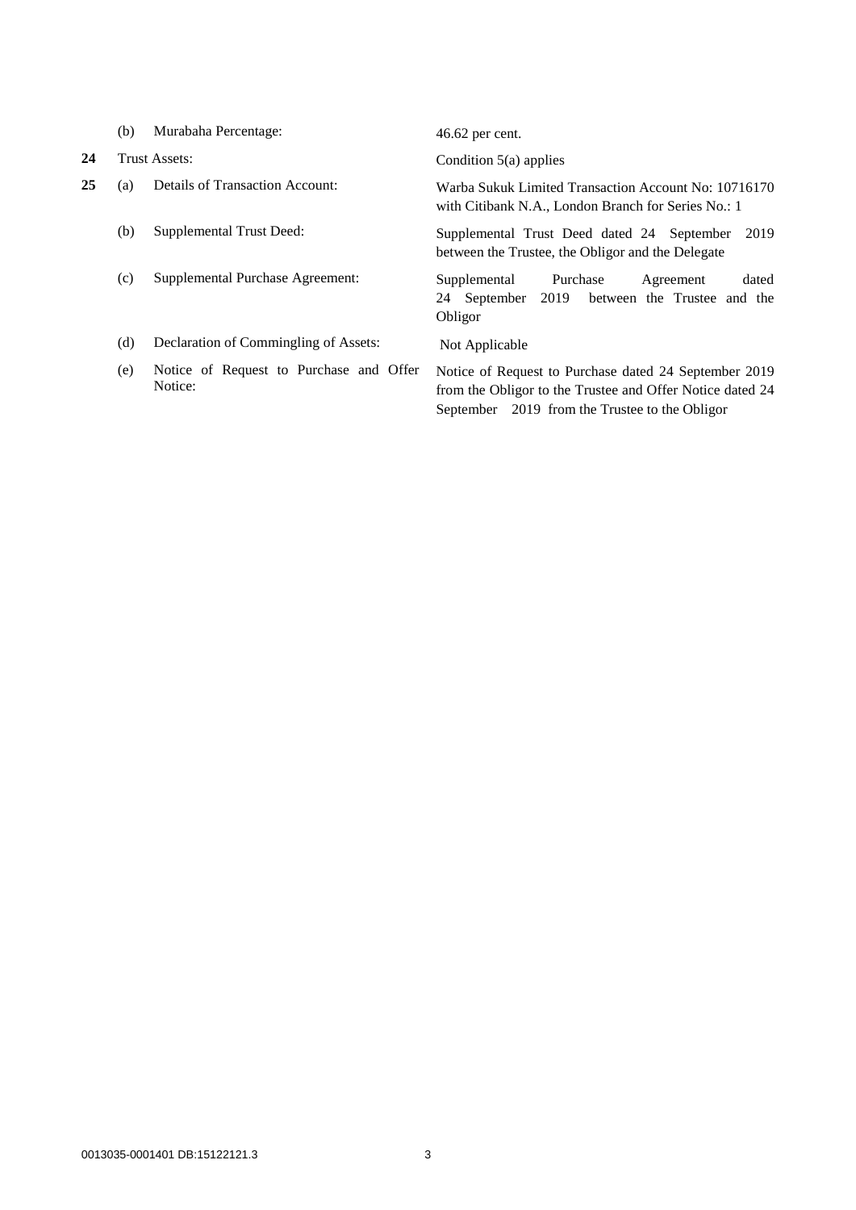| | | | |
|---|---|---|---|
| | (b) | Murabaha Percentage: | 46.62 per cent. |
| **24** | Trust Assets: | | Condition 5(a) applies |
| **25** | (a) | Details of Transaction Account: | Warba Sukuk Limited Transaction Account No: 10716170 with Citibank N.A., London Branch for Series No.: 1 |
| | (b) | Supplemental Trust Deed: | Supplemental Trust Deed dated 24 September 2019 between the Trustee, the Obligor and the Delegate |
| | (c) | Supplemental Purchase Agreement: | Supplemental Purchase Agreement dated 24 September 2019 between the Trustee and the Obligor |
| | (d) | Declaration of Commingling of Assets: | Not Applicable |
| | (e) | Notice of Request to Purchase and Offer Notice: | Notice of Request to Purchase dated 24 September 2019 from the Obligor to the Trustee and Offer Notice dated 24 September 2019 from the Trustee to the Obligor |

0013035-0001401 DB:15122121.3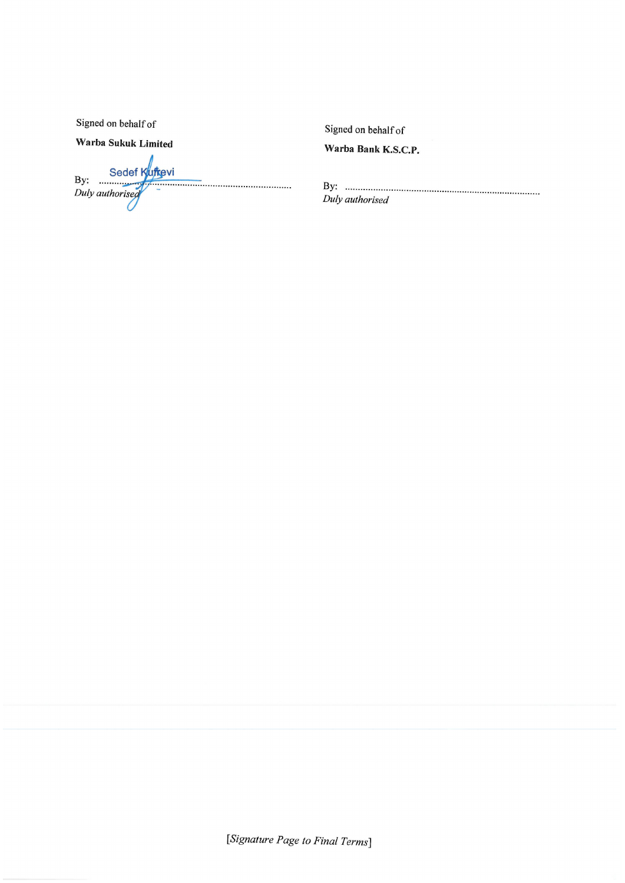Signed on behalf of

**Warba Sukuk Limited**

By: Sedef Küftevi ..........................................................................
*Duly authorised*

Signed on behalf of

**Warba Bank K.S.C.P.**

By: ..........................................................................
*Duly authorised*

[*Signature Page to Final Terms*]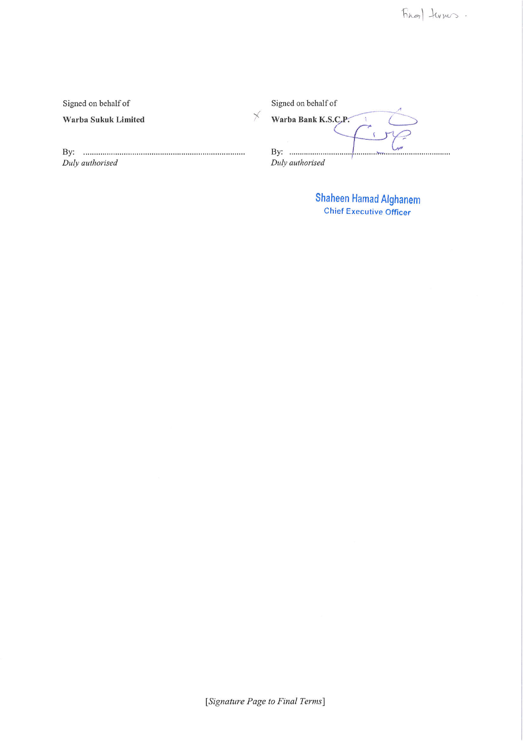Final terms.

| Signed on behalf of | Signed on behalf of |
| --- | --- |
| **Warba Sukuk Limited** | **Warba Bank K.S.C.P.** |
| By: .................................................. | By: .................................................. |
| *Duly authorised* | *Duly authorised* |
| | Shaheen Hamad Alghanem |
| | Chief Executive Officer |

[*Signature Page to Final Terms*]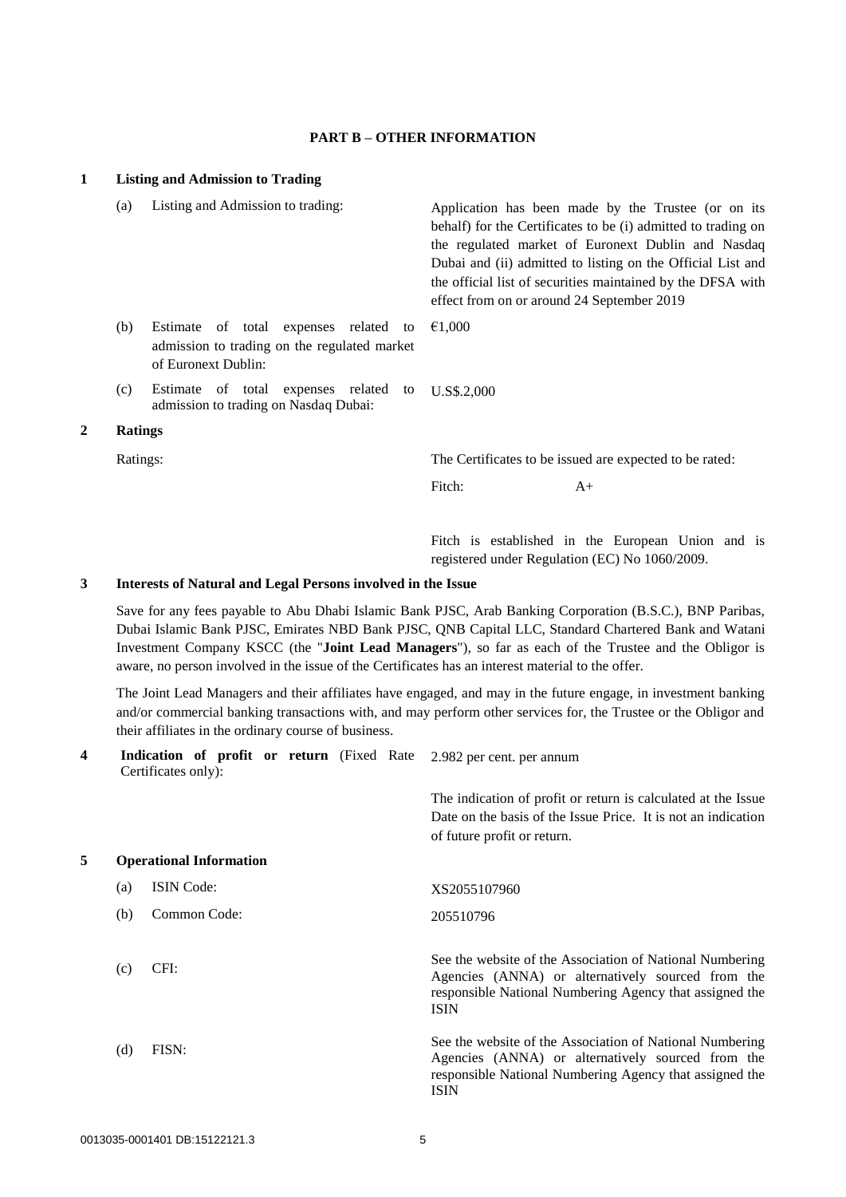## PART B – OTHER INFORMATION

**1 Listing and Admission to Trading**

| | |
|---|---|
| (a) Listing and Admission to trading: | Application has been made by the Trustee (or on its behalf) for the Certificates to be (i) admitted to trading on the regulated market of Euronext Dublin and Nasdaq Dubai and (ii) admitted to listing on the Official List and the official list of securities maintained by the DFSA with effect from on or around 24 September 2019 |
| (b) Estimate of total expenses related to admission to trading on the regulated market of Euronext Dublin: | €1,000 |
| (c) Estimate of total expenses related to admission to trading on Nasdaq Dubai: | U.S$.2,000 |

**2 Ratings**

| | |
|---|---|
| Ratings: | The Certificates to be issued are expected to be rated: |
| | Fitch: A+ |
| | Fitch is established in the European Union and is registered under Regulation (EC) No 1060/2009. |

**3 Interests of Natural and Legal Persons involved in the Issue**

Save for any fees payable to Abu Dhabi Islamic Bank PJSC, Arab Banking Corporation (B.S.C.), BNP Paribas, Dubai Islamic Bank PJSC, Emirates NBD Bank PJSC, QNB Capital LLC, Standard Chartered Bank and Watani Investment Company KSCC (the "**Joint Lead Managers**"), so far as each of the Trustee and the Obligor is aware, no person involved in the issue of the Certificates has an interest material to the offer.

The Joint Lead Managers and their affiliates have engaged, and may in the future engage, in investment banking and/or commercial banking transactions with, and may perform other services for, the Trustee or the Obligor and their affiliates in the ordinary course of business.

| | |
|---|---|
| **4 Indication of profit or return** (Fixed Rate Certificates only): | 2.982 per cent. per annum |
| | The indication of profit or return is calculated at the Issue Date on the basis of the Issue Price. It is not an indication of future profit or return. |

**5 Operational Information**

| | |
|---|---|
| (a) ISIN Code: | XS2055107960 |
| (b) Common Code: | 205510796 |
| (c) CFI: | See the website of the Association of National Numbering Agencies (ANNA) or alternatively sourced from the responsible National Numbering Agency that assigned the ISIN |
| (d) FISN: | See the website of the Association of National Numbering Agencies (ANNA) or alternatively sourced from the responsible National Numbering Agency that assigned the ISIN |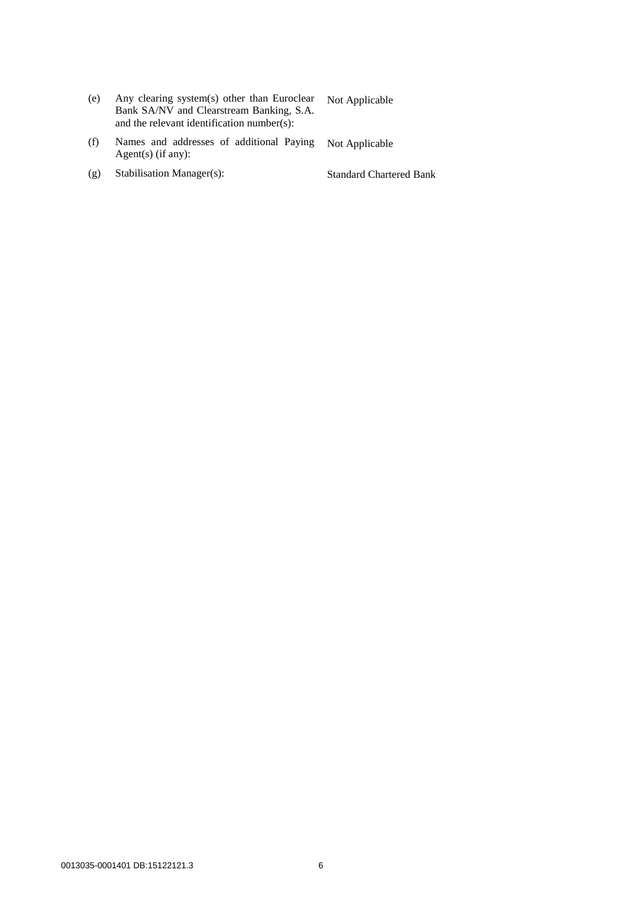| | | |
|---|---|---|
| (e) | Any clearing system(s) other than Euroclear Bank SA/NV and Clearstream Banking, S.A. and the relevant identification number(s): | Not Applicable |
| (f) | Names and addresses of additional Paying Agent(s) (if any): | Not Applicable |
| (g) | Stabilisation Manager(s): | Standard Chartered Bank |